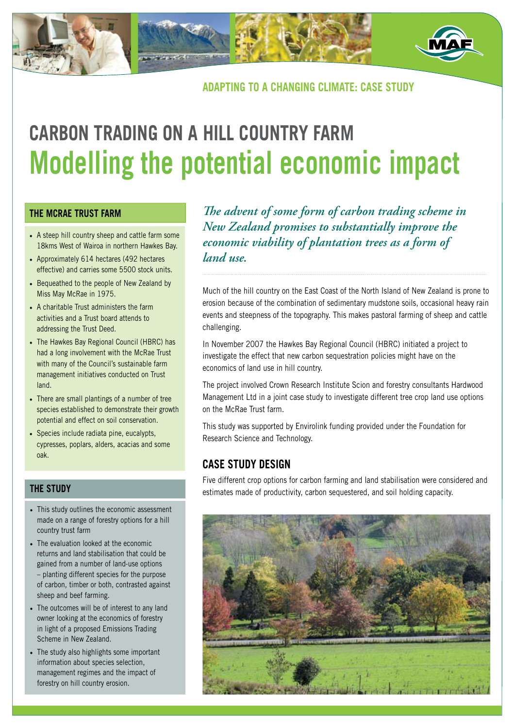ADAPTING TO A CHANGING CLIMATE: CASE STUDY

# CARBON TRADING ON A HILL COUNTRY FARM
# Modelling the potential economic impact

## THE MCRAE TRUST FARM

- A steep hill country sheep and cattle farm some 18kms West of Wairoa in northern Hawkes Bay.
- Approximately 614 hectares (492 hectares effective) and carries some 5500 stock units.
- Bequeathed to the people of New Zealand by Miss May McRae in 1975.
- A charitable Trust administers the farm activities and a Trust board attends to addressing the Trust Deed.
- The Hawkes Bay Regional Council (HBRC) has had a long involvement with the McRae Trust with many of the Council's sustainable farm management initiatives conducted on Trust land.
- There are small plantings of a number of tree species established to demonstrate their growth potential and effect on soil conservation.
- Species include radiata pine, eucalypts, cypresses, poplars, alders, acacias and some oak.

## THE STUDY

- This study outlines the economic assessment made on a range of forestry options for a hill country trust farm
- The evaluation looked at the economic returns and land stabilisation that could be gained from a number of land-use options – planting different species for the purpose of carbon, timber or both, contrasted against sheep and beef farming.
- The outcomes will be of interest to any land owner looking at the economics of forestry in light of a proposed Emissions Trading Scheme in New Zealand.
- The study also highlights some important information about species selection, management regimes and the impact of forestry on hill country erosion.

*The advent of some form of carbon trading scheme in New Zealand promises to substantially improve the economic viability of plantation trees as a form of land use.*

Much of the hill country on the East Coast of the North Island of New Zealand is prone to erosion because of the combination of sedimentary mudstone soils, occasional heavy rain events and steepness of the topography. This makes pastoral farming of sheep and cattle challenging.

In November 2007 the Hawkes Bay Regional Council (HBRC) initiated a project to investigate the effect that new carbon sequestration policies might have on the economics of land use in hill country.

The project involved Crown Research Institute Scion and forestry consultants Hardwood Management Ltd in a joint case study to investigate different tree crop land use options on the McRae Trust farm.

This study was supported by Envirolink funding provided under the Foundation for Research Science and Technology.

## CASE STUDY DESIGN

Five different crop options for carbon farming and land stabilisation were considered and estimates made of productivity, carbon sequestered, and soil holding capacity.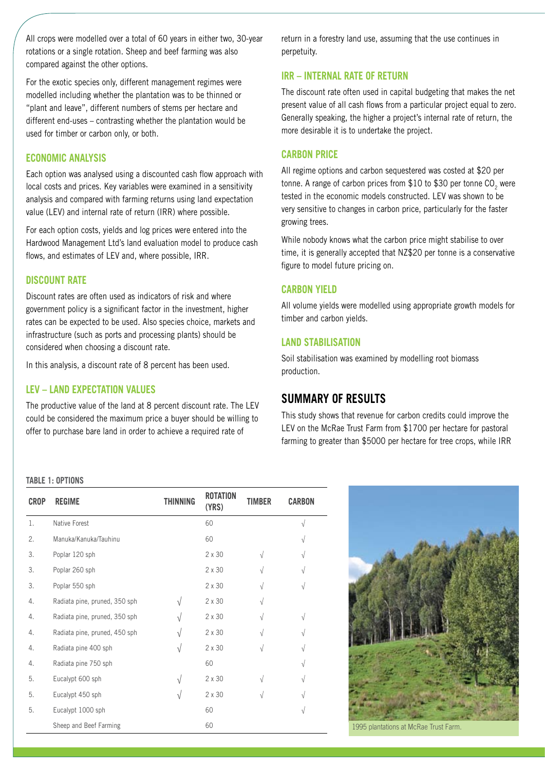All crops were modelled over a total of 60 years in either two, 30-year rotations or a single rotation. Sheep and beef farming was also compared against the other options.

For the exotic species only, different management regimes were modelled including whether the plantation was to be thinned or "plant and leave", different numbers of stems per hectare and different end-uses – contrasting whether the plantation would be used for timber or carbon only, or both.

### ECONOMIC ANALYSIS

Each option was analysed using a discounted cash flow approach with local costs and prices. Key variables were examined in a sensitivity analysis and compared with farming returns using land expectation value (LEV) and internal rate of return (IRR) where possible.

For each option costs, yields and log prices were entered into the Hardwood Management Ltd's land evaluation model to produce cash flows, and estimates of LEV and, where possible, IRR.

### DISCOUNT RATE

Discount rates are often used as indicators of risk and where government policy is a significant factor in the investment, higher rates can be expected to be used. Also species choice, markets and infrastructure (such as ports and processing plants) should be considered when choosing a discount rate.

In this analysis, a discount rate of 8 percent has been used.

### LEV – LAND EXPECTATION VALUES

The productive value of the land at 8 percent discount rate. The LEV could be considered the maximum price a buyer should be willing to offer to purchase bare land in order to achieve a required rate of return in a forestry land use, assuming that the use continues in perpetuity.

### IRR – INTERNAL RATE OF RETURN

The discount rate often used in capital budgeting that makes the net present value of all cash flows from a particular project equal to zero. Generally speaking, the higher a project's internal rate of return, the more desirable it is to undertake the project.

### CARBON PRICE

All regime options and carbon sequestered was costed at $20 per tonne. A range of carbon prices from $10 to $30 per tonne $CO_2$ were tested in the economic models constructed. LEV was shown to be very sensitive to changes in carbon price, particularly for the faster growing trees.

While nobody knows what the carbon price might stabilise to over time, it is generally accepted that NZ$20 per tonne is a conservative figure to model future pricing on.

### CARBON YIELD

All volume yields were modelled using appropriate growth models for timber and carbon yields.

### LAND STABILISATION

Soil stabilisation was examined by modelling root biomass production.

## SUMMARY OF RESULTS

This study shows that revenue for carbon credits could improve the LEV on the McRae Trust Farm from $1700 per hectare for pastoral farming to greater than $5000 per hectare for tree crops, while IRR

**TABLE 1: OPTIONS**

| CROP | REGIME | THINNING | ROTATION (YRS) | TIMBER | CARBON |
|---|---|---|---|---|---|
| 1. | Native Forest | | 60 | | √ |
| 2. | Manuka/Kanuka/Tauhinu | | 60 | | √ |
| 3. | Poplar 120 sph | | 2 x 30 | √ | √ |
| 3. | Poplar 260 sph | | 2 x 30 | √ | √ |
| 3. | Poplar 550 sph | | 2 x 30 | √ | √ |
| 4. | Radiata pine, pruned, 350 sph | √ | 2 x 30 | √ | |
| 4. | Radiata pine, pruned, 350 sph | √ | 2 x 30 | √ | √ |
| 4. | Radiata pine, pruned, 450 sph | √ | 2 x 30 | √ | √ |
| 4. | Radiata pine 400 sph | √ | 2 x 30 | √ | √ |
| 4. | Radiata pine 750 sph | | 60 | | √ |
| 5. | Eucalypt 600 sph | √ | 2 x 30 | √ | √ |
| 5. | Eucalypt 450 sph | √ | 2 x 30 | √ | √ |
| 5. | Eucalypt 1000 sph | | 60 | | √ |
| | Sheep and Beef Farming | | 60 | | |

1995 plantations at McRae Trust Farm.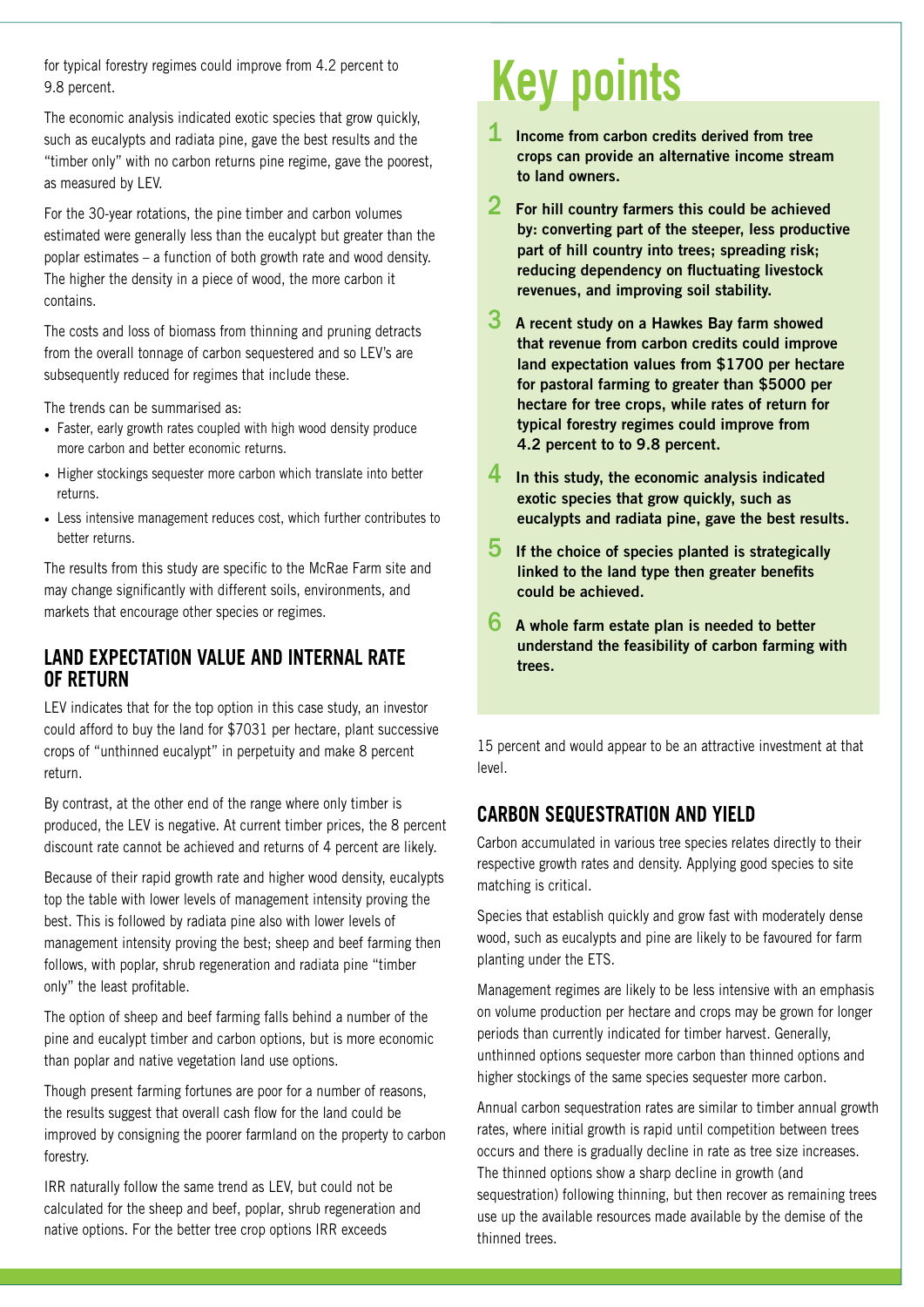for typical forestry regimes could improve from 4.2 percent to 9.8 percent.

The economic analysis indicated exotic species that grow quickly, such as eucalypts and radiata pine, gave the best results and the "timber only" with no carbon returns pine regime, gave the poorest, as measured by LEV.

For the 30-year rotations, the pine timber and carbon volumes estimated were generally less than the eucalypt but greater than the poplar estimates – a function of both growth rate and wood density. The higher the density in a piece of wood, the more carbon it contains.

The costs and loss of biomass from thinning and pruning detracts from the overall tonnage of carbon sequestered and so LEV's are subsequently reduced for regimes that include these.

The trends can be summarised as:

- Faster, early growth rates coupled with high wood density produce more carbon and better economic returns.
- Higher stockings sequester more carbon which translate into better returns.
- Less intensive management reduces cost, which further contributes to better returns.

The results from this study are specific to the McRae Farm site and may change significantly with different soils, environments, and markets that encourage other species or regimes.

## LAND EXPECTATION VALUE AND INTERNAL RATE OF RETURN

LEV indicates that for the top option in this case study, an investor could afford to buy the land for $7031 per hectare, plant successive crops of "unthinned eucalypt" in perpetuity and make 8 percent return.

By contrast, at the other end of the range where only timber is produced, the LEV is negative. At current timber prices, the 8 percent discount rate cannot be achieved and returns of 4 percent are likely.

Because of their rapid growth rate and higher wood density, eucalypts top the table with lower levels of management intensity proving the best. This is followed by radiata pine also with lower levels of management intensity proving the best; sheep and beef farming then follows, with poplar, shrub regeneration and radiata pine "timber only" the least profitable.

The option of sheep and beef farming falls behind a number of the pine and eucalypt timber and carbon options, but is more economic than poplar and native vegetation land use options.

Though present farming fortunes are poor for a number of reasons, the results suggest that overall cash flow for the land could be improved by consigning the poorer farmland on the property to carbon forestry.

IRR naturally follow the same trend as LEV, but could not be calculated for the sheep and beef, poplar, shrub regeneration and native options. For the better tree crop options IRR exceeds 15 percent and would appear to be an attractive investment at that level.

# Key points

1. **Income from carbon credits derived from tree crops can provide an alternative income stream to land owners.**
2. **For hill country farmers this could be achieved by: converting part of the steeper, less productive part of hill country into trees; spreading risk; reducing dependency on fluctuating livestock revenues, and improving soil stability.**
3. **A recent study on a Hawkes Bay farm showed that revenue from carbon credits could improve land expectation values from $1700 per hectare for pastoral farming to greater than $5000 per hectare for tree crops, while rates of return for typical forestry regimes could improve from 4.2 percent to to 9.8 percent.**
4. **In this study, the economic analysis indicated exotic species that grow quickly, such as eucalypts and radiata pine, gave the best results.**
5. **If the choice of species planted is strategically linked to the land type then greater benefits could be achieved.**
6. **A whole farm estate plan is needed to better understand the feasibility of carbon farming with trees.**

## CARBON SEQUESTRATION AND YIELD

Carbon accumulated in various tree species relates directly to their respective growth rates and density. Applying good species to site matching is critical.

Species that establish quickly and grow fast with moderately dense wood, such as eucalypts and pine are likely to be favoured for farm planting under the ETS.

Management regimes are likely to be less intensive with an emphasis on volume production per hectare and crops may be grown for longer periods than currently indicated for timber harvest. Generally, unthinned options sequester more carbon than thinned options and higher stockings of the same species sequester more carbon.

Annual carbon sequestration rates are similar to timber annual growth rates, where initial growth is rapid until competition between trees occurs and there is gradually decline in rate as tree size increases. The thinned options show a sharp decline in growth (and sequestration) following thinning, but then recover as remaining trees use up the available resources made available by the demise of the thinned trees.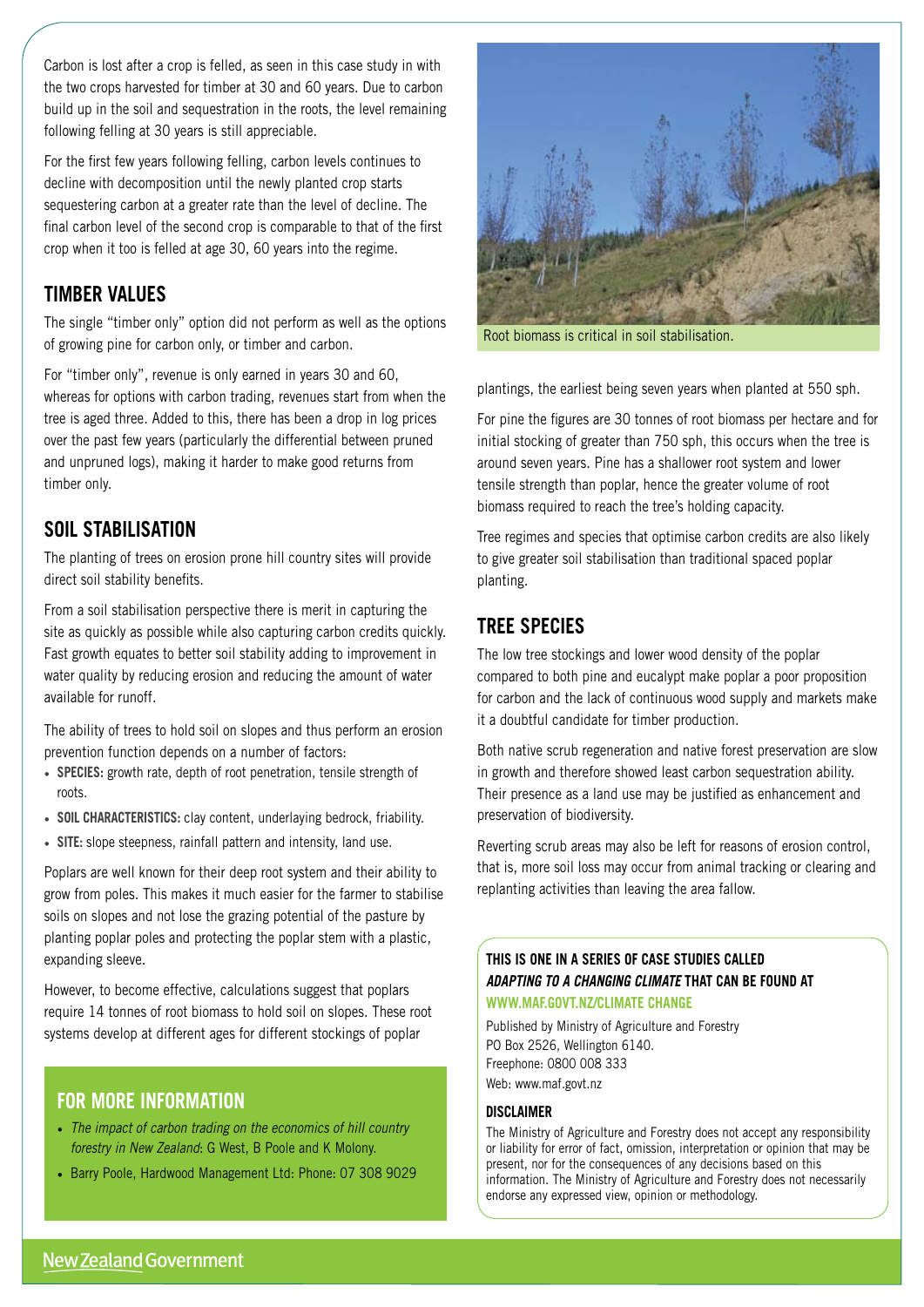Carbon is lost after a crop is felled, as seen in this case study in with the two crops harvested for timber at 30 and 60 years. Due to carbon build up in the soil and sequestration in the roots, the level remaining following felling at 30 years is still appreciable.

For the first few years following felling, carbon levels continues to decline with decomposition until the newly planted crop starts sequestering carbon at a greater rate than the level of decline. The final carbon level of the second crop is comparable to that of the first crop when it too is felled at age 30, 60 years into the regime.

## TIMBER VALUES

The single "timber only" option did not perform as well as the options of growing pine for carbon only, or timber and carbon.

For "timber only", revenue is only earned in years 30 and 60, whereas for options with carbon trading, revenues start from when the tree is aged three. Added to this, there has been a drop in log prices over the past few years (particularly the differential between pruned and unpruned logs), making it harder to make good returns from timber only.

## SOIL STABILISATION

The planting of trees on erosion prone hill country sites will provide direct soil stability benefits.

From a soil stabilisation perspective there is merit in capturing the site as quickly as possible while also capturing carbon credits quickly. Fast growth equates to better soil stability adding to improvement in water quality by reducing erosion and reducing the amount of water available for runoff.

The ability of trees to hold soil on slopes and thus perform an erosion prevention function depends on a number of factors:

- **SPECIES:** growth rate, depth of root penetration, tensile strength of roots.
- **SOIL CHARACTERISTICS:** clay content, underlaying bedrock, friability.
- **SITE:** slope steepness, rainfall pattern and intensity, land use.

Poplars are well known for their deep root system and their ability to grow from poles. This makes it much easier for the farmer to stabilise soils on slopes and not lose the grazing potential of the pasture by planting poplar poles and protecting the poplar stem with a plastic, expanding sleeve.

However, to become effective, calculations suggest that poplars require 14 tonnes of root biomass to hold soil on slopes. These root systems develop at different ages for different stockings of poplar plantings, the earliest being seven years when planted at 550 sph.

Root biomass is critical in soil stabilisation.

For pine the figures are 30 tonnes of root biomass per hectare and for initial stocking of greater than 750 sph, this occurs when the tree is around seven years. Pine has a shallower root system and lower tensile strength than poplar, hence the greater volume of root biomass required to reach the tree's holding capacity.

Tree regimes and species that optimise carbon credits are also likely to give greater soil stabilisation than traditional spaced poplar planting.

## TREE SPECIES

The low tree stockings and lower wood density of the poplar compared to both pine and eucalypt make poplar a poor proposition for carbon and the lack of continuous wood supply and markets make it a doubtful candidate for timber production.

Both native scrub regeneration and native forest preservation are slow in growth and therefore showed least carbon sequestration ability. Their presence as a land use may be justified as enhancement and preservation of biodiversity.

Reverting scrub areas may also be left for reasons of erosion control, that is, more soil loss may occur from animal tracking or clearing and replanting activities than leaving the area fallow.

## FOR MORE INFORMATION

- *The impact of carbon trading on the economics of hill country forestry in New Zealand*: G West, B Poole and K Molony.
- Barry Poole, Hardwood Management Ltd: Phone: 07 308 9029

**THIS IS ONE IN A SERIES OF CASE STUDIES CALLED *ADAPTING TO A CHANGING CLIMATE* THAT CAN BE FOUND AT WWW.MAF.GOVT.NZ/CLIMATE CHANGE**

Published by Ministry of Agriculture and Forestry
PO Box 2526, Wellington 6140.
Freephone: 0800 008 333
Web: www.maf.govt.nz

**DISCLAIMER**

The Ministry of Agriculture and Forestry does not accept any responsibility or liability for error of fact, omission, interpretation or opinion that may be present, nor for the consequences of any decisions based on this information. The Ministry of Agriculture and Forestry does not necessarily endorse any expressed view, opinion or methodology.

New Zealand Government